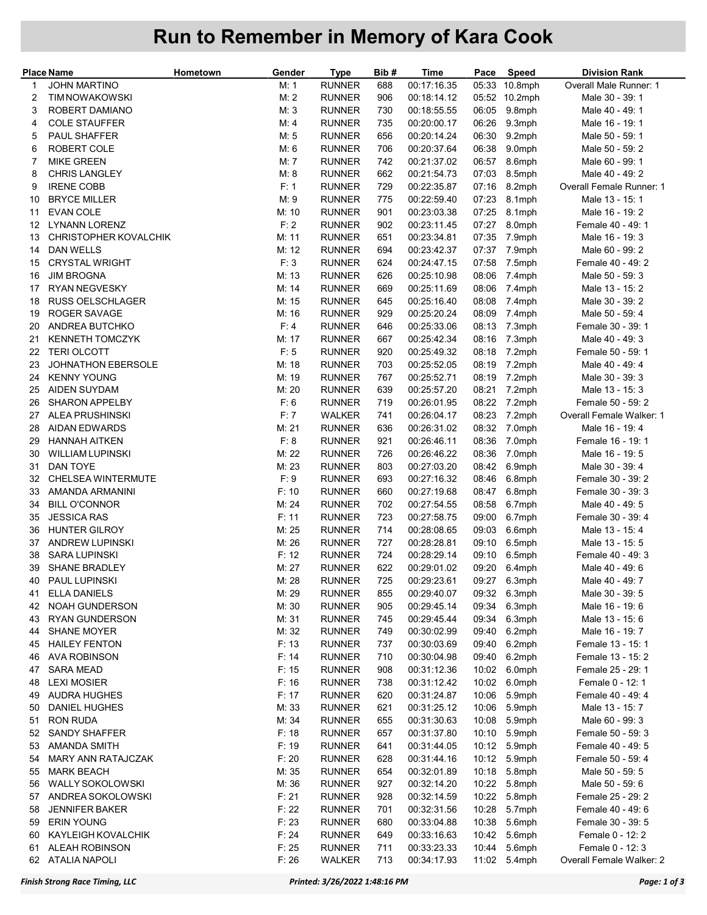# Run to Remember in Memory of Kara Cook

| Place | Name | Hometown | Gender | Type | Bib # | Time | Pace | Speed | Division Rank |
|---|---|---|---|---|---|---|---|---|---|
| 1 | JOHN MARTINO | | M: 1 | RUNNER | 688 | 00:17:16.35 | 05:33 | 10.8mph | Overall Male Runner: 1 |
| 2 | TIM NOWAKOWSKI | | M: 2 | RUNNER | 906 | 00:18:14.12 | 05:52 | 10.2mph | Male 30 - 39: 1 |
| 3 | ROBERT DAMIANO | | M: 3 | RUNNER | 730 | 00:18:55.55 | 06:05 | 9.8mph | Male 40 - 49: 1 |
| 4 | COLE STAUFFER | | M: 4 | RUNNER | 735 | 00:20:00.17 | 06:26 | 9.3mph | Male 16 - 19: 1 |
| 5 | PAUL SHAFFER | | M: 5 | RUNNER | 656 | 00:20:14.24 | 06:30 | 9.2mph | Male 50 - 59: 1 |
| 6 | ROBERT COLE | | M: 6 | RUNNER | 706 | 00:20:37.64 | 06:38 | 9.0mph | Male 50 - 59: 2 |
| 7 | MIKE GREEN | | M: 7 | RUNNER | 742 | 00:21:37.02 | 06:57 | 8.6mph | Male 60 - 99: 1 |
| 8 | CHRIS LANGLEY | | M: 8 | RUNNER | 662 | 00:21:54.73 | 07:03 | 8.5mph | Male 40 - 49: 2 |
| 9 | IRENE COBB | | F: 1 | RUNNER | 729 | 00:22:35.87 | 07:16 | 8.2mph | Overall Female Runner: 1 |
| 10 | BRYCE MILLER | | M: 9 | RUNNER | 775 | 00:22:59.40 | 07:23 | 8.1mph | Male 13 - 15: 1 |
| 11 | EVAN COLE | | M: 10 | RUNNER | 901 | 00:23:03.38 | 07:25 | 8.1mph | Male 16 - 19: 2 |
| 12 | LYNANN LORENZ | | F: 2 | RUNNER | 902 | 00:23:11.45 | 07:27 | 8.0mph | Female 40 - 49: 1 |
| 13 | CHRISTOPHER KOVALCHIK | | M: 11 | RUNNER | 651 | 00:23:34.81 | 07:35 | 7.9mph | Male 16 - 19: 3 |
| 14 | DAN WELLS | | M: 12 | RUNNER | 694 | 00:23:42.37 | 07:37 | 7.9mph | Male 60 - 99: 2 |
| 15 | CRYSTAL WRIGHT | | F: 3 | RUNNER | 624 | 00:24:47.15 | 07:58 | 7.5mph | Female 40 - 49: 2 |
| 16 | JIM BROGNA | | M: 13 | RUNNER | 626 | 00:25:10.98 | 08:06 | 7.4mph | Male 50 - 59: 3 |
| 17 | RYAN NEGVESKY | | M: 14 | RUNNER | 669 | 00:25:11.69 | 08:06 | 7.4mph | Male 13 - 15: 2 |
| 18 | RUSS OELSCHLAGER | | M: 15 | RUNNER | 645 | 00:25:16.40 | 08:08 | 7.4mph | Male 30 - 39: 2 |
| 19 | ROGER SAVAGE | | M: 16 | RUNNER | 929 | 00:25:20.24 | 08:09 | 7.4mph | Male 50 - 59: 4 |
| 20 | ANDREA BUTCHKO | | F: 4 | RUNNER | 646 | 00:25:33.06 | 08:13 | 7.3mph | Female 30 - 39: 1 |
| 21 | KENNETH TOMCZYK | | M: 17 | RUNNER | 667 | 00:25:42.34 | 08:16 | 7.3mph | Male 40 - 49: 3 |
| 22 | TERI OLCOTT | | F: 5 | RUNNER | 920 | 00:25:49.32 | 08:18 | 7.2mph | Female 50 - 59: 1 |
| 23 | JOHNATHON EBERSOLE | | M: 18 | RUNNER | 703 | 00:25:52.05 | 08:19 | 7.2mph | Male 40 - 49: 4 |
| 24 | KENNY YOUNG | | M: 19 | RUNNER | 767 | 00:25:52.71 | 08:19 | 7.2mph | Male 30 - 39: 3 |
| 25 | AIDEN SUYDAM | | M: 20 | RUNNER | 639 | 00:25:57.20 | 08:21 | 7.2mph | Male 13 - 15: 3 |
| 26 | SHARON APPELBY | | F: 6 | RUNNER | 719 | 00:26:01.95 | 08:22 | 7.2mph | Female 50 - 59: 2 |
| 27 | ALEA PRUSHINSKI | | F: 7 | WALKER | 741 | 00:26:04.17 | 08:23 | 7.2mph | Overall Female Walker: 1 |
| 28 | AIDAN EDWARDS | | M: 21 | RUNNER | 636 | 00:26:31.02 | 08:32 | 7.0mph | Male 16 - 19: 4 |
| 29 | HANNAH AITKEN | | F: 8 | RUNNER | 921 | 00:26:46.11 | 08:36 | 7.0mph | Female 16 - 19: 1 |
| 30 | WILLIAM LUPINSKI | | M: 22 | RUNNER | 726 | 00:26:46.22 | 08:36 | 7.0mph | Male 16 - 19: 5 |
| 31 | DAN TOYE | | M: 23 | RUNNER | 803 | 00:27:03.20 | 08:42 | 6.9mph | Male 30 - 39: 4 |
| 32 | CHELSEA WINTERMUTE | | F: 9 | RUNNER | 693 | 00:27:16.32 | 08:46 | 6.8mph | Female 30 - 39: 2 |
| 33 | AMANDA ARMANINI | | F: 10 | RUNNER | 660 | 00:27:19.68 | 08:47 | 6.8mph | Female 30 - 39: 3 |
| 34 | BILL O'CONNOR | | M: 24 | RUNNER | 702 | 00:27:54.55 | 08:58 | 6.7mph | Male 40 - 49: 5 |
| 35 | JESSICA RAS | | F: 11 | RUNNER | 723 | 00:27:58.75 | 09:00 | 6.7mph | Female 30 - 39: 4 |
| 36 | HUNTER GILROY | | M: 25 | RUNNER | 714 | 00:28:08.65 | 09:03 | 6.6mph | Male 13 - 15: 4 |
| 37 | ANDREW LUPINSKI | | M: 26 | RUNNER | 727 | 00:28:28.81 | 09:10 | 6.5mph | Male 13 - 15: 5 |
| 38 | SARA LUPINSKI | | F: 12 | RUNNER | 724 | 00:28:29.14 | 09:10 | 6.5mph | Female 40 - 49: 3 |
| 39 | SHANE BRADLEY | | M: 27 | RUNNER | 622 | 00:29:01.02 | 09:20 | 6.4mph | Male 40 - 49: 6 |
| 40 | PAUL LUPINSKI | | M: 28 | RUNNER | 725 | 00:29:23.61 | 09:27 | 6.3mph | Male 40 - 49: 7 |
| 41 | ELLA DANIELS | | M: 29 | RUNNER | 855 | 00:29:40.07 | 09:32 | 6.3mph | Male 30 - 39: 5 |
| 42 | NOAH GUNDERSON | | M: 30 | RUNNER | 905 | 00:29:45.14 | 09:34 | 6.3mph | Male 16 - 19: 6 |
| 43 | RYAN GUNDERSON | | M: 31 | RUNNER | 745 | 00:29:45.44 | 09:34 | 6.3mph | Male 13 - 15: 6 |
| 44 | SHANE MOYER | | M: 32 | RUNNER | 749 | 00:30:02.99 | 09:40 | 6.2mph | Male 16 - 19: 7 |
| 45 | HAILEY FENTON | | F: 13 | RUNNER | 737 | 00:30:03.69 | 09:40 | 6.2mph | Female 13 - 15: 1 |
| 46 | AVA ROBINSON | | F: 14 | RUNNER | 710 | 00:30:04.98 | 09:40 | 6.2mph | Female 13 - 15: 2 |
| 47 | SARA MEAD | | F: 15 | RUNNER | 908 | 00:31:12.36 | 10:02 | 6.0mph | Female 25 - 29: 1 |
| 48 | LEXI MOSIER | | F: 16 | RUNNER | 738 | 00:31:12.42 | 10:02 | 6.0mph | Female 0 - 12: 1 |
| 49 | AUDRA HUGHES | | F: 17 | RUNNER | 620 | 00:31:24.87 | 10:06 | 5.9mph | Female 40 - 49: 4 |
| 50 | DANIEL HUGHES | | M: 33 | RUNNER | 621 | 00:31:25.12 | 10:06 | 5.9mph | Male 13 - 15: 7 |
| 51 | RON RUDA | | M: 34 | RUNNER | 655 | 00:31:30.63 | 10:08 | 5.9mph | Male 60 - 99: 3 |
| 52 | SANDY SHAFFER | | F: 18 | RUNNER | 657 | 00:31:37.80 | 10:10 | 5.9mph | Female 50 - 59: 3 |
| 53 | AMANDA SMITH | | F: 19 | RUNNER | 641 | 00:31:44.05 | 10:12 | 5.9mph | Female 40 - 49: 5 |
| 54 | MARY ANN RATAJCZAK | | F: 20 | RUNNER | 628 | 00:31:44.16 | 10:12 | 5.9mph | Female 50 - 59: 4 |
| 55 | MARK BEACH | | M: 35 | RUNNER | 654 | 00:32:01.89 | 10:18 | 5.8mph | Male 50 - 59: 5 |
| 56 | WALLY SOKOLOWSKI | | M: 36 | RUNNER | 927 | 00:32:14.20 | 10:22 | 5.8mph | Male 50 - 59: 6 |
| 57 | ANDREA SOKOLOWSKI | | F: 21 | RUNNER | 928 | 00:32:14.59 | 10:22 | 5.8mph | Female 25 - 29: 2 |
| 58 | JENNIFER BAKER | | F: 22 | RUNNER | 701 | 00:32:31.56 | 10:28 | 5.7mph | Female 40 - 49: 6 |
| 59 | ERIN YOUNG | | F: 23 | RUNNER | 680 | 00:33:04.88 | 10:38 | 5.6mph | Female 30 - 39: 5 |
| 60 | KAYLEIGH KOVALCHIK | | F: 24 | RUNNER | 649 | 00:33:16.63 | 10:42 | 5.6mph | Female 0 - 12: 2 |
| 61 | ALEAH ROBINSON | | F: 25 | RUNNER | 711 | 00:33:23.33 | 10:44 | 5.6mph | Female 0 - 12: 3 |
| 62 | ATALIA NAPOLI | | F: 26 | WALKER | 713 | 00:34:17.93 | 11:02 | 5.4mph | Overall Female Walker: 2 |

*Finish Strong Race Timing, LLC* *Printed: 3/26/2022 1:48:16 PM*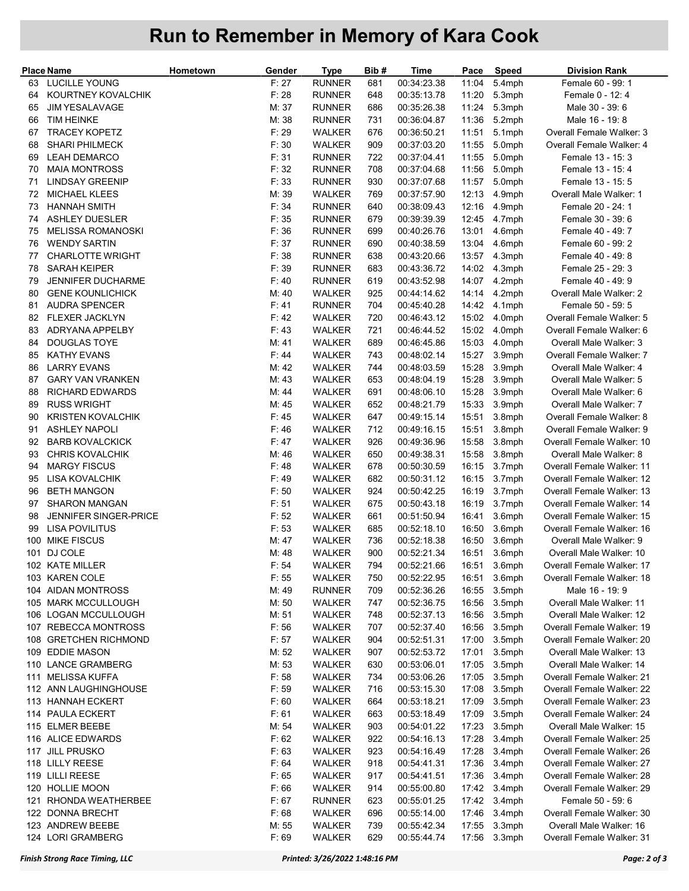# Run to Remember in Memory of Kara Cook

| Place | Name | Hometown | Gender | Type | Bib # | Time | Pace | Speed | Division Rank |
|---|---|---|---|---|---|---|---|---|---|
| 63 | LUCILLE YOUNG | | F: 27 | RUNNER | 681 | 00:34:23.38 | 11:04 | 5.4mph | Female 60 - 99: 1 |
| 64 | KOURTNEY KOVALCHIK | | F: 28 | RUNNER | 648 | 00:35:13.78 | 11:20 | 5.3mph | Female 0 - 12: 4 |
| 65 | JIM YESALAVAGE | | M: 37 | RUNNER | 686 | 00:35:26.38 | 11:24 | 5.3mph | Male 30 - 39: 6 |
| 66 | TIM HEINKE | | M: 38 | RUNNER | 731 | 00:36:04.87 | 11:36 | 5.2mph | Male 16 - 19: 8 |
| 67 | TRACEY KOPETZ | | F: 29 | WALKER | 676 | 00:36:50.21 | 11:51 | 5.1mph | Overall Female Walker: 3 |
| 68 | SHARI PHILMECK | | F: 30 | WALKER | 909 | 00:37:03.20 | 11:55 | 5.0mph | Overall Female Walker: 4 |
| 69 | LEAH DEMARCO | | F: 31 | RUNNER | 722 | 00:37:04.41 | 11:55 | 5.0mph | Female 13 - 15: 3 |
| 70 | MAIA MONTROSS | | F: 32 | RUNNER | 708 | 00:37:04.68 | 11:56 | 5.0mph | Female 13 - 15: 4 |
| 71 | LINDSAY GREENIP | | F: 33 | RUNNER | 930 | 00:37:07.68 | 11:57 | 5.0mph | Female 13 - 15: 5 |
| 72 | MICHAEL KLEES | | M: 39 | WALKER | 769 | 00:37:57.90 | 12:13 | 4.9mph | Overall Male Walker: 1 |
| 73 | HANNAH SMITH | | F: 34 | RUNNER | 640 | 00:38:09.43 | 12:16 | 4.9mph | Female 20 - 24: 1 |
| 74 | ASHLEY DUESLER | | F: 35 | RUNNER | 679 | 00:39:39.39 | 12:45 | 4.7mph | Female 30 - 39: 6 |
| 75 | MELISSA ROMANOSKI | | F: 36 | RUNNER | 699 | 00:40:26.76 | 13:01 | 4.6mph | Female 40 - 49: 7 |
| 76 | WENDY SARTIN | | F: 37 | RUNNER | 690 | 00:40:38.59 | 13:04 | 4.6mph | Female 60 - 99: 2 |
| 77 | CHARLOTTE WRIGHT | | F: 38 | RUNNER | 638 | 00:43:20.66 | 13:57 | 4.3mph | Female 40 - 49: 8 |
| 78 | SARAH KEIPER | | F: 39 | RUNNER | 683 | 00:43:36.72 | 14:02 | 4.3mph | Female 25 - 29: 3 |
| 79 | JENNIFER DUCHARME | | F: 40 | RUNNER | 619 | 00:43:52.98 | 14:07 | 4.2mph | Female 40 - 49: 9 |
| 80 | GENE KOUNLICHICK | | M: 40 | WALKER | 925 | 00:44:14.62 | 14:14 | 4.2mph | Overall Male Walker: 2 |
| 81 | AUDRA SPENCER | | F: 41 | RUNNER | 704 | 00:45:40.28 | 14:42 | 4.1mph | Female 50 - 59: 5 |
| 82 | FLEXER JACKLYN | | F: 42 | WALKER | 720 | 00:46:43.12 | 15:02 | 4.0mph | Overall Female Walker: 5 |
| 83 | ADRYANA APPELBY | | F: 43 | WALKER | 721 | 00:46:44.52 | 15:02 | 4.0mph | Overall Female Walker: 6 |
| 84 | DOUGLAS TOYE | | M: 41 | WALKER | 689 | 00:46:45.86 | 15:03 | 4.0mph | Overall Male Walker: 3 |
| 85 | KATHY EVANS | | F: 44 | WALKER | 743 | 00:48:02.14 | 15:27 | 3.9mph | Overall Female Walker: 7 |
| 86 | LARRY EVANS | | M: 42 | WALKER | 744 | 00:48:03.59 | 15:28 | 3.9mph | Overall Male Walker: 4 |
| 87 | GARY VAN VRANKEN | | M: 43 | WALKER | 653 | 00:48:04.19 | 15:28 | 3.9mph | Overall Male Walker: 5 |
| 88 | RICHARD EDWARDS | | M: 44 | WALKER | 691 | 00:48:06.10 | 15:28 | 3.9mph | Overall Male Walker: 6 |
| 89 | RUSS WRIGHT | | M: 45 | WALKER | 652 | 00:48:21.79 | 15:33 | 3.9mph | Overall Male Walker: 7 |
| 90 | KRISTEN KOVALCHIK | | F: 45 | WALKER | 647 | 00:49:15.14 | 15:51 | 3.8mph | Overall Female Walker: 8 |
| 91 | ASHLEY NAPOLI | | F: 46 | WALKER | 712 | 00:49:16.15 | 15:51 | 3.8mph | Overall Female Walker: 9 |
| 92 | BARB KOVALCKICK | | F: 47 | WALKER | 926 | 00:49:36.96 | 15:58 | 3.8mph | Overall Female Walker: 10 |
| 93 | CHRIS KOVALCHIK | | M: 46 | WALKER | 650 | 00:49:38.31 | 15:58 | 3.8mph | Overall Male Walker: 8 |
| 94 | MARGY FISCUS | | F: 48 | WALKER | 678 | 00:50:30.59 | 16:15 | 3.7mph | Overall Female Walker: 11 |
| 95 | LISA KOVALCHIK | | F: 49 | WALKER | 682 | 00:50:31.12 | 16:15 | 3.7mph | Overall Female Walker: 12 |
| 96 | BETH MANGON | | F: 50 | WALKER | 924 | 00:50:42.25 | 16:19 | 3.7mph | Overall Female Walker: 13 |
| 97 | SHARON MANGAN | | F: 51 | WALKER | 675 | 00:50:43.18 | 16:19 | 3.7mph | Overall Female Walker: 14 |
| 98 | JENNIFER SINGER-PRICE | | F: 52 | WALKER | 661 | 00:51:50.94 | 16:41 | 3.6mph | Overall Female Walker: 15 |
| 99 | LISA POVILITUS | | F: 53 | WALKER | 685 | 00:52:18.10 | 16:50 | 3.6mph | Overall Female Walker: 16 |
| 100 | MIKE FISCUS | | M: 47 | WALKER | 736 | 00:52:18.38 | 16:50 | 3.6mph | Overall Male Walker: 9 |
| 101 | DJ COLE | | M: 48 | WALKER | 900 | 00:52:21.34 | 16:51 | 3.6mph | Overall Male Walker: 10 |
| 102 | KATE MILLER | | F: 54 | WALKER | 794 | 00:52:21.66 | 16:51 | 3.6mph | Overall Female Walker: 17 |
| 103 | KAREN COLE | | F: 55 | WALKER | 750 | 00:52:22.95 | 16:51 | 3.6mph | Overall Female Walker: 18 |
| 104 | AIDAN MONTROSS | | M: 49 | RUNNER | 709 | 00:52:36.26 | 16:55 | 3.5mph | Male 16 - 19: 9 |
| 105 | MARK MCCULLOUGH | | M: 50 | WALKER | 747 | 00:52:36.75 | 16:56 | 3.5mph | Overall Male Walker: 11 |
| 106 | LOGAN MCCULLOUGH | | M: 51 | WALKER | 748 | 00:52:37.13 | 16:56 | 3.5mph | Overall Male Walker: 12 |
| 107 | REBECCA MONTROSS | | F: 56 | WALKER | 707 | 00:52:37.40 | 16:56 | 3.5mph | Overall Female Walker: 19 |
| 108 | GRETCHEN RICHMOND | | F: 57 | WALKER | 904 | 00:52:51.31 | 17:00 | 3.5mph | Overall Female Walker: 20 |
| 109 | EDDIE MASON | | M: 52 | WALKER | 907 | 00:52:53.72 | 17:01 | 3.5mph | Overall Male Walker: 13 |
| 110 | LANCE GRAMBERG | | M: 53 | WALKER | 630 | 00:53:06.01 | 17:05 | 3.5mph | Overall Male Walker: 14 |
| 111 | MELISSA KUFFA | | F: 58 | WALKER | 734 | 00:53:06.26 | 17:05 | 3.5mph | Overall Female Walker: 21 |
| 112 | ANN LAUGHINGHOUSE | | F: 59 | WALKER | 716 | 00:53:15.30 | 17:08 | 3.5mph | Overall Female Walker: 22 |
| 113 | HANNAH ECKERT | | F: 60 | WALKER | 664 | 00:53:18.21 | 17:09 | 3.5mph | Overall Female Walker: 23 |
| 114 | PAULA ECKERT | | F: 61 | WALKER | 663 | 00:53:18.49 | 17:09 | 3.5mph | Overall Female Walker: 24 |
| 115 | ELMER BEEBE | | M: 54 | WALKER | 903 | 00:54:01.22 | 17:23 | 3.5mph | Overall Male Walker: 15 |
| 116 | ALICE EDWARDS | | F: 62 | WALKER | 922 | 00:54:16.13 | 17:28 | 3.4mph | Overall Female Walker: 25 |
| 117 | JILL PRUSKO | | F: 63 | WALKER | 923 | 00:54:16.49 | 17:28 | 3.4mph | Overall Female Walker: 26 |
| 118 | LILLY REESE | | F: 64 | WALKER | 918 | 00:54:41.31 | 17:36 | 3.4mph | Overall Female Walker: 27 |
| 119 | LILLI REESE | | F: 65 | WALKER | 917 | 00:54:41.51 | 17:36 | 3.4mph | Overall Female Walker: 28 |
| 120 | HOLLIE MOON | | F: 66 | WALKER | 914 | 00:55:00.80 | 17:42 | 3.4mph | Overall Female Walker: 29 |
| 121 | RHONDA WEATHERBEE | | F: 67 | RUNNER | 623 | 00:55:01.25 | 17:42 | 3.4mph | Female 50 - 59: 6 |
| 122 | DONNA BRECHT | | F: 68 | WALKER | 696 | 00:55:14.00 | 17:46 | 3.4mph | Overall Female Walker: 30 |
| 123 | ANDREW BEEBE | | M: 55 | WALKER | 739 | 00:55:42.34 | 17:55 | 3.3mph | Overall Male Walker: 16 |
| 124 | LORI GRAMBERG | | F: 69 | WALKER | 629 | 00:55:44.74 | 17:56 | 3.3mph | Overall Female Walker: 31 |

*Finish Strong Race Timing, LLC* *Printed: 3/26/2022 1:48:16 PM*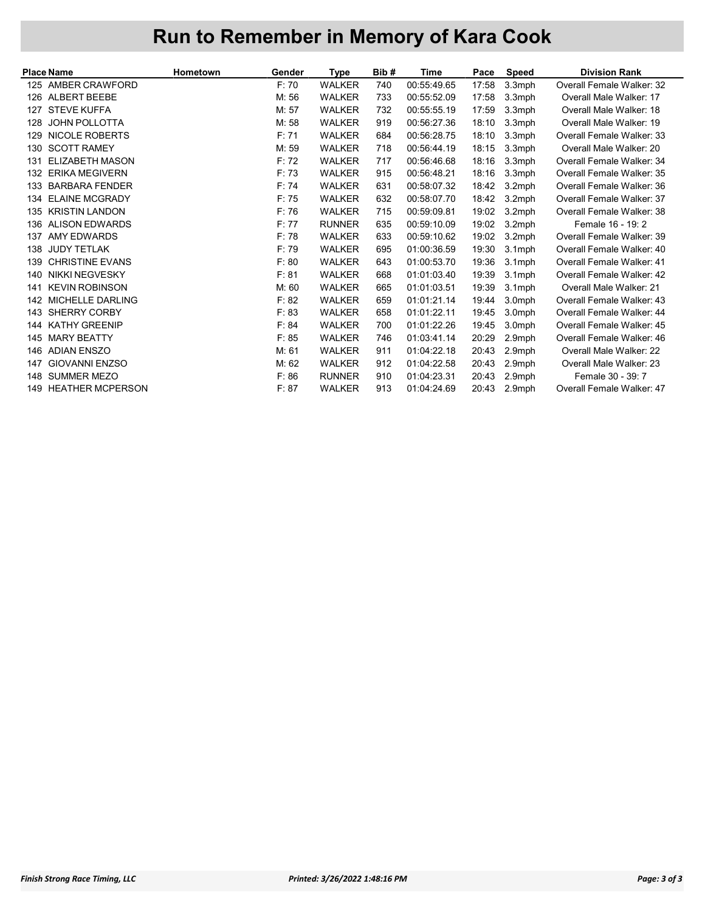# Run to Remember in Memory of Kara Cook

| Place | Name | Hometown | Gender | Type | Bib # | Time | Pace | Speed | Division Rank |
|---|---|---|---|---|---|---|---|---|---|
| 125 | AMBER CRAWFORD | | F: 70 | WALKER | 740 | 00:55:49.65 | 17:58 | 3.3mph | Overall Female Walker: 32 |
| 126 | ALBERT BEEBE | | M: 56 | WALKER | 733 | 00:55:52.09 | 17:58 | 3.3mph | Overall Male Walker: 17 |
| 127 | STEVE KUFFA | | M: 57 | WALKER | 732 | 00:55:55.19 | 17:59 | 3.3mph | Overall Male Walker: 18 |
| 128 | JOHN POLLOTTA | | M: 58 | WALKER | 919 | 00:56:27.36 | 18:10 | 3.3mph | Overall Male Walker: 19 |
| 129 | NICOLE ROBERTS | | F: 71 | WALKER | 684 | 00:56:28.75 | 18:10 | 3.3mph | Overall Female Walker: 33 |
| 130 | SCOTT RAMEY | | M: 59 | WALKER | 718 | 00:56:44.19 | 18:15 | 3.3mph | Overall Male Walker: 20 |
| 131 | ELIZABETH MASON | | F: 72 | WALKER | 717 | 00:56:46.68 | 18:16 | 3.3mph | Overall Female Walker: 34 |
| 132 | ERIKA MEGIVERN | | F: 73 | WALKER | 915 | 00:56:48.21 | 18:16 | 3.3mph | Overall Female Walker: 35 |
| 133 | BARBARA FENDER | | F: 74 | WALKER | 631 | 00:58:07.32 | 18:42 | 3.2mph | Overall Female Walker: 36 |
| 134 | ELAINE MCGRADY | | F: 75 | WALKER | 632 | 00:58:07.70 | 18:42 | 3.2mph | Overall Female Walker: 37 |
| 135 | KRISTIN LANDON | | F: 76 | WALKER | 715 | 00:59:09.81 | 19:02 | 3.2mph | Overall Female Walker: 38 |
| 136 | ALISON EDWARDS | | F: 77 | RUNNER | 635 | 00:59:10.09 | 19:02 | 3.2mph | Female 16 - 19: 2 |
| 137 | AMY EDWARDS | | F: 78 | WALKER | 633 | 00:59:10.62 | 19:02 | 3.2mph | Overall Female Walker: 39 |
| 138 | JUDY TETLAK | | F: 79 | WALKER | 695 | 01:00:36.59 | 19:30 | 3.1mph | Overall Female Walker: 40 |
| 139 | CHRISTINE EVANS | | F: 80 | WALKER | 643 | 01:00:53.70 | 19:36 | 3.1mph | Overall Female Walker: 41 |
| 140 | NIKKI NEGVESKY | | F: 81 | WALKER | 668 | 01:01:03.40 | 19:39 | 3.1mph | Overall Female Walker: 42 |
| 141 | KEVIN ROBINSON | | M: 60 | WALKER | 665 | 01:01:03.51 | 19:39 | 3.1mph | Overall Male Walker: 21 |
| 142 | MICHELLE DARLING | | F: 82 | WALKER | 659 | 01:01:21.14 | 19:44 | 3.0mph | Overall Female Walker: 43 |
| 143 | SHERRY CORBY | | F: 83 | WALKER | 658 | 01:01:22.11 | 19:45 | 3.0mph | Overall Female Walker: 44 |
| 144 | KATHY GREENIP | | F: 84 | WALKER | 700 | 01:01:22.26 | 19:45 | 3.0mph | Overall Female Walker: 45 |
| 145 | MARY BEATTY | | F: 85 | WALKER | 746 | 01:03:41.14 | 20:29 | 2.9mph | Overall Female Walker: 46 |
| 146 | ADIAN ENSZO | | M: 61 | WALKER | 911 | 01:04:22.18 | 20:43 | 2.9mph | Overall Male Walker: 22 |
| 147 | GIOVANNI ENZSO | | M: 62 | WALKER | 912 | 01:04:22.58 | 20:43 | 2.9mph | Overall Male Walker: 23 |
| 148 | SUMMER MEZO | | F: 86 | RUNNER | 910 | 01:04:23.31 | 20:43 | 2.9mph | Female 30 - 39: 7 |
| 149 | HEATHER MCPERSON | | F: 87 | WALKER | 913 | 01:04:24.69 | 20:43 | 2.9mph | Overall Female Walker: 47 |

*Finish Strong Race Timing, LLC* *Printed: 3/26/2022 1:48:16 PM*